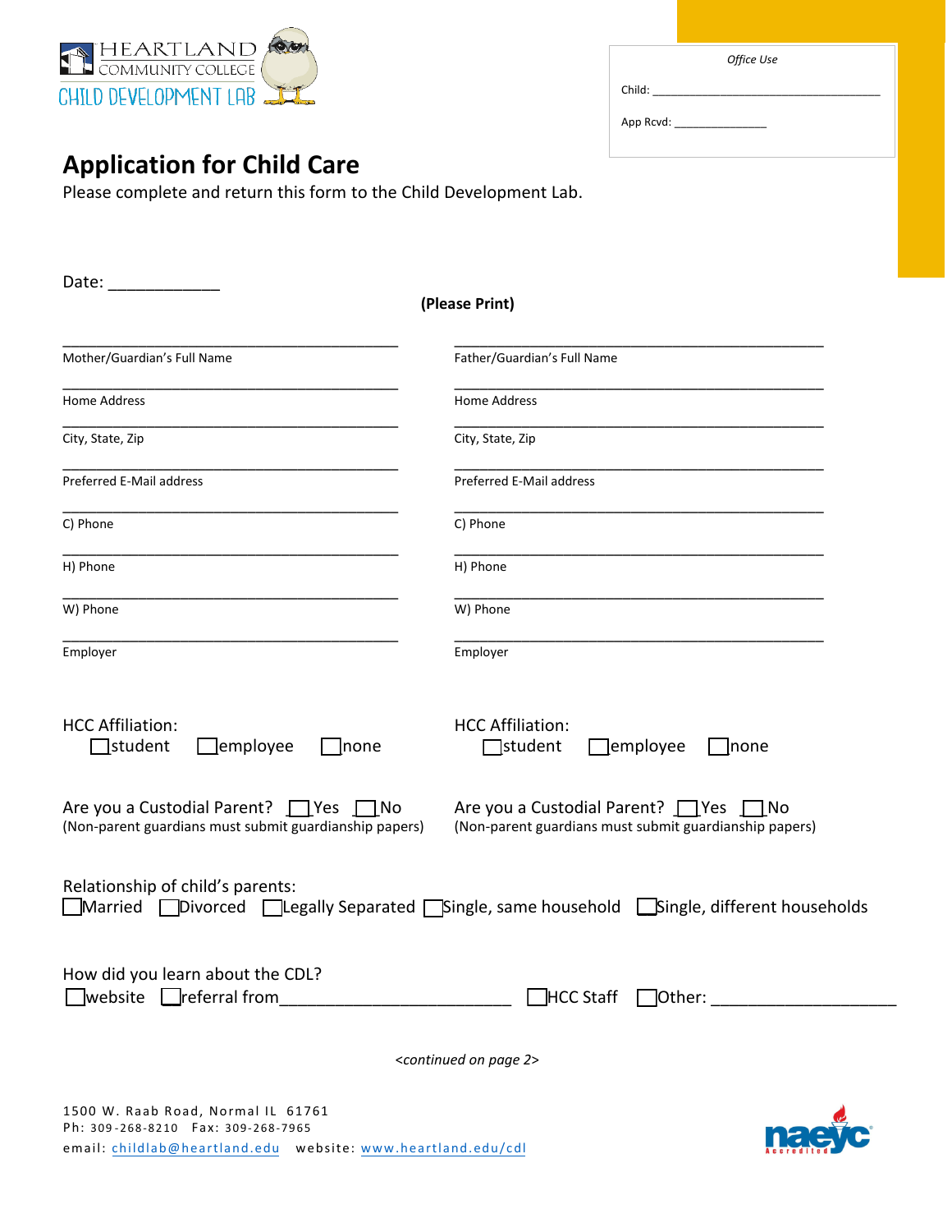HEARTLAND COMMUNITY COLLEGE
CHILD DEVELOPMENT LAB

*Office Use*

Child: ____________________________________

App Rcvd: _______________

# Application for Child Care

Please complete and return this form to the Child Development Lab.

Date: ____________

**(Please Print)**

| | |
|---|---|
| ______________________________ Mother/Guardian's Full Name | ______________________________ Father/Guardian's Full Name |
| ______________________________ Home Address | ______________________________ Home Address |
| ______________________________ City, State, Zip | ______________________________ City, State, Zip |
| ______________________________ Preferred E-Mail address | ______________________________ Preferred E-Mail address |
| ______________________________ C) Phone | ______________________________ C) Phone |
| ______________________________ H) Phone | ______________________________ H) Phone |
| ______________________________ W) Phone | ______________________________ W) Phone |
| ______________________________ Employer | ______________________________ Employer |

HCC Affiliation:
☐student ☐employee ☐none

HCC Affiliation:
☐student ☐employee ☐none

Are you a Custodial Parent? ☐Yes ☐No
(Non-parent guardians must submit guardianship papers)

Are you a Custodial Parent? ☐Yes ☐No
(Non-parent guardians must submit guardianship papers)

Relationship of child's parents:
☐Married ☐Divorced ☐Legally Separated ☐Single, same household ☐Single, different households

How did you learn about the CDL?
☐website ☐referral from________________________ ☐HCC Staff ☐Other: ___________________

*<continued on page 2>*

1500 W. Raab Road, Normal IL 61761
Ph: 309-268-8210 Fax: 309-268-7965
email: childlab@heartland.edu website: www.heartland.edu/cdl

naeyc Accredited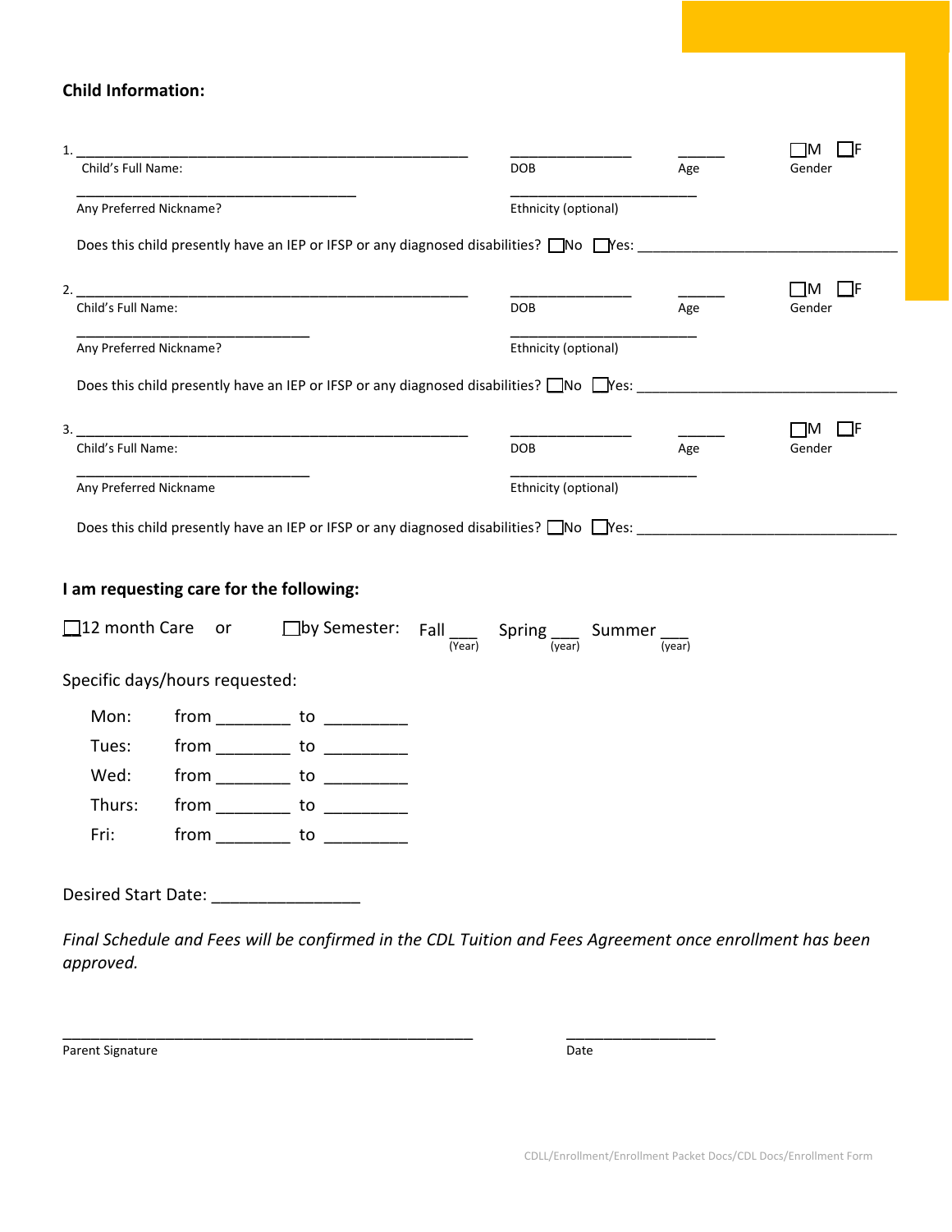**Child Information:**

1. ______________________________________________ ______________ _____ ☐M ☐F
Child's Full Name: DOB Age Gender

_________________________________ ______________________
Any Preferred Nickname? Ethnicity (optional)

Does this child presently have an IEP or IFSP or any diagnosed disabilities? ☐No ☐Yes: ______________________________

2. ______________________________________________ ______________ _____ ☐M ☐F
Child's Full Name: DOB Age Gender

___________________________ ______________________
Any Preferred Nickname? Ethnicity (optional)

Does this child presently have an IEP or IFSP or any diagnosed disabilities? ☐No ☐Yes: ______________________________

3. ______________________________________________ ______________ _____ ☐M ☐F
Child's Full Name: DOB Age Gender

___________________________ ______________________
Any Preferred Nickname Ethnicity (optional)

Does this child presently have an IEP or IFSP or any diagnosed disabilities? ☐No ☐Yes: ______________________________

**I am requesting care for the following:**

☐12 month Care or ☐by Semester: Fall ___ (Year) Spring ___ (year) Summer ___ (year)

Specific days/hours requested:

Mon: from ________ to _________
Tues: from ________ to _________
Wed: from ________ to _________
Thurs: from ________ to _________
Fri: from ________ to _________

Desired Start Date: ________________

*Final Schedule and Fees will be confirmed in the CDL Tuition and Fees Agreement once enrollment has been approved.*

_____________________________________________ ________________
Parent Signature Date

CDLL/Enrollment/Enrollment Packet Docs/CDL Docs/Enrollment Form